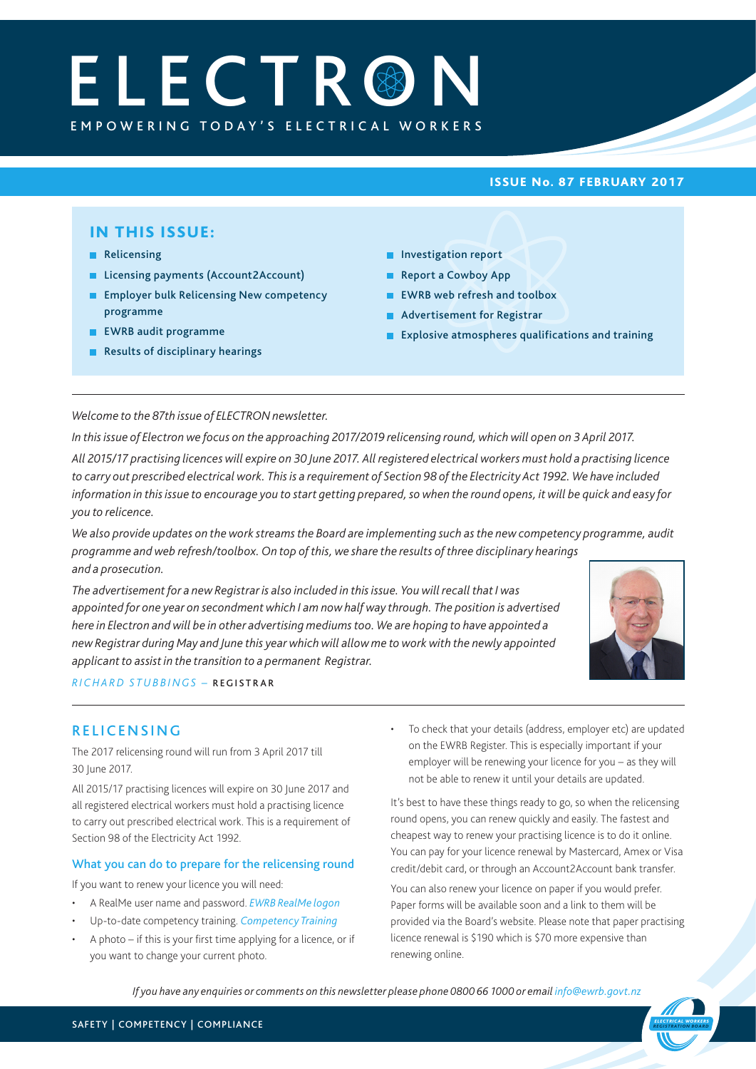# ELECTRON

EMPOWERING TODAY'S ELECTRICAL WORKERS

**ISSUE No. 87 FEBRUARY 2017**

## IN THIS ISSUE:

- Relicensing
- Licensing payments (Account2Account)
- Employer bulk Relicensing New competency programme
- EWRB audit programme
- Results of disciplinary hearings
- Investigation report
- Report a Cowboy App
- EWRB web refresh and toolbox
- Advertisement for Registrar
- Explosive atmospheres qualifications and training

---

*Welcome to the 87th issue of ELECTRON newsletter.*

*In this issue of Electron we focus on the approaching 2017/2019 relicensing round, which will open on 3 April 2017.*

*All 2015/17 practising licences will expire on 30 June 2017. All registered electrical workers must hold a practising licence to carry out prescribed electrical work. This is a requirement of Section 98 of the Electricity Act 1992. We have included information in this issue to encourage you to start getting prepared, so when the round opens, it will be quick and easy for you to relicence.*

*We also provide updates on the work streams the Board are implementing such as the new competency programme, audit programme and web refresh/toolbox. On top of this, we share the results of three disciplinary hearings and a prosecution.*

*The advertisement for a new Registrar is also included in this issue. You will recall that I was appointed for one year on secondment which I am now half way through. The position is advertised here in Electron and will be in other advertising mediums too. We are hoping to have appointed a new Registrar during May and June this year which will allow me to work with the newly appointed applicant to assist in the transition to a permanent Registrar.*

*RICHARD STUBBINGS* – REGISTRAR

---

## RELICENSING

The 2017 relicensing round will run from 3 April 2017 till 30 June 2017.

All 2015/17 practising licences will expire on 30 June 2017 and all registered electrical workers must hold a practising licence to carry out prescribed electrical work. This is a requirement of Section 98 of the Electricity Act 1992.

### What you can do to prepare for the relicensing round

If you want to renew your licence you will need:

- A RealMe user name and password. *EWRB RealMe logon*
- Up-to-date competency training. *Competency Training*
- A photo – if this is your first time applying for a licence, or if you want to change your current photo.
- To check that your details (address, employer etc) are updated on the EWRB Register. This is especially important if your employer will be renewing your licence for you – as they will not be able to renew it until your details are updated.

It's best to have these things ready to go, so when the relicensing round opens, you can renew quickly and easily. The fastest and cheapest way to renew your practising licence is to do it online. You can pay for your licence renewal by Mastercard, Amex or Visa credit/debit card, or through an Account2Account bank transfer.

You can also renew your licence on paper if you would prefer. Paper forms will be available soon and a link to them will be provided via the Board's website. Please note that paper practising licence renewal is $190 which is $70 more expensive than renewing online.

*If you have any enquiries or comments on this newsletter please phone 0800 66 1000 or email info@ewrb.govt.nz*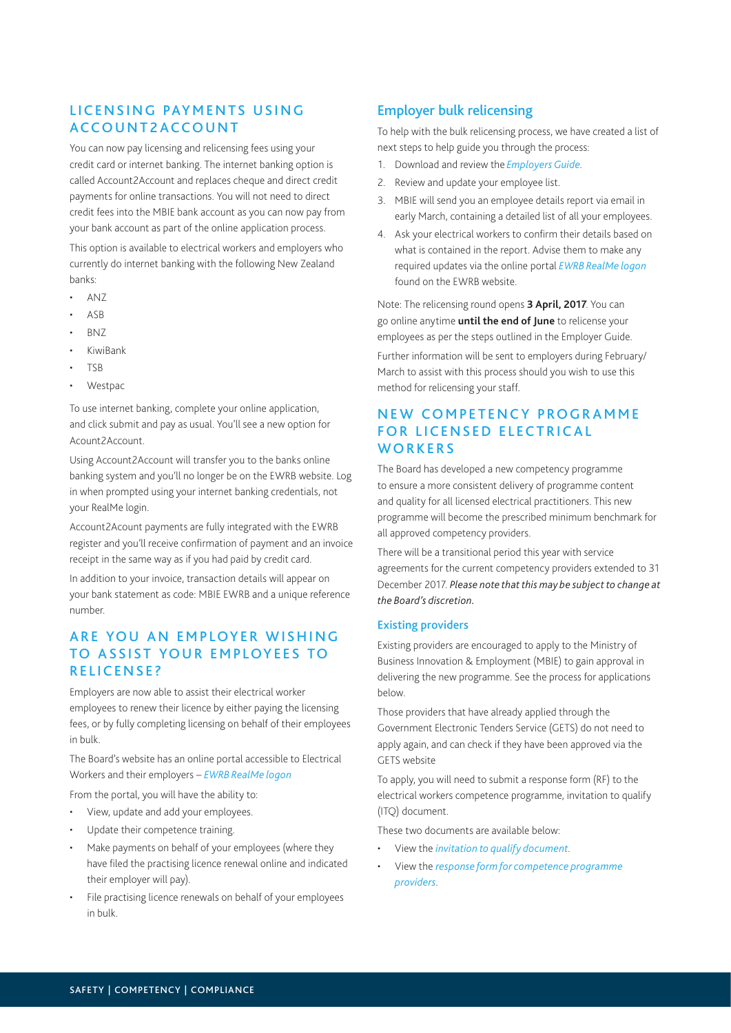## LICENSING PAYMENTS USING ACCOUNT2ACCOUNT

You can now pay licensing and relicensing fees using your credit card or internet banking. The internet banking option is called Account2Account and replaces cheque and direct credit payments for online transactions. You will not need to direct credit fees into the MBIE bank account as you can now pay from your bank account as part of the online application process.

This option is available to electrical workers and employers who currently do internet banking with the following New Zealand banks:

- ANZ
- ASB
- BNZ
- KiwiBank
- TSB
- Westpac

To use internet banking, complete your online application, and click submit and pay as usual. You'll see a new option for Acount2Account.

Using Account2Account will transfer you to the banks online banking system and you'll no longer be on the EWRB website. Log in when prompted using your internet banking credentials, not your RealMe login.

Account2Acount payments are fully integrated with the EWRB register and you'll receive confirmation of payment and an invoice receipt in the same way as if you had paid by credit card.

In addition to your invoice, transaction details will appear on your bank statement as code: MBIE EWRB and a unique reference number.

## ARE YOU AN EMPLOYER WISHING TO ASSIST YOUR EMPLOYEES TO RELICENSE?

Employers are now able to assist their electrical worker employees to renew their licence by either paying the licensing fees, or by fully completing licensing on behalf of their employees in bulk.

The Board's website has an online portal accessible to Electrical Workers and their employers – *EWRB RealMe logon*

From the portal, you will have the ability to:

- View, update and add your employees.
- Update their competence training.
- Make payments on behalf of your employees (where they have filed the practising licence renewal online and indicated their employer will pay).
- File practising licence renewals on behalf of your employees in bulk.

### Employer bulk relicensing

To help with the bulk relicensing process, we have created a list of next steps to help guide you through the process:

1. Download and review the *Employers Guide*.
2. Review and update your employee list.
3. MBIE will send you an employee details report via email in early March, containing a detailed list of all your employees.
4. Ask your electrical workers to confirm their details based on what is contained in the report. Advise them to make any required updates via the online portal *EWRB RealMe logon* found on the EWRB website.

Note: The relicensing round opens **3 April, 2017**. You can go online anytime **until the end of June** to relicense your employees as per the steps outlined in the Employer Guide.

Further information will be sent to employers during February/March to assist with this process should you wish to use this method for relicensing your staff.

## NEW COMPETENCY PROGRAMME FOR LICENSED ELECTRICAL WORKERS

The Board has developed a new competency programme to ensure a more consistent delivery of programme content and quality for all licensed electrical practitioners. This new programme will become the prescribed minimum benchmark for all approved competency providers.

There will be a transitional period this year with service agreements for the current competency providers extended to 31 December 2017. *Please note that this may be subject to change at the Board's discretion.*

### Existing providers

Existing providers are encouraged to apply to the Ministry of Business Innovation & Employment (MBIE) to gain approval in delivering the new programme. See the process for applications below.

Those providers that have already applied through the Government Electronic Tenders Service (GETS) do not need to apply again, and can check if they have been approved via the GETS website

To apply, you will need to submit a response form (RF) to the electrical workers competence programme, invitation to qualify (ITQ) document.

These two documents are available below:

- View the *invitation to qualify document*.
- View the *response form for competence programme providers*.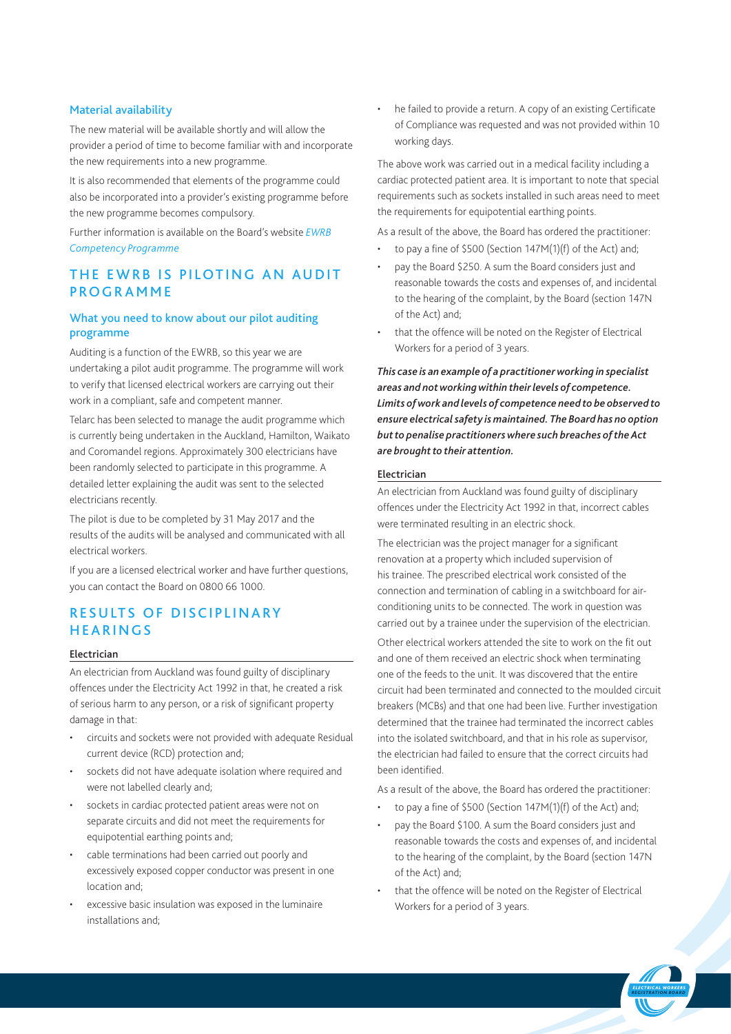### Material availability

The new material will be available shortly and will allow the provider a period of time to become familiar with and incorporate the new requirements into a new programme.

It is also recommended that elements of the programme could also be incorporated into a provider's existing programme before the new programme becomes compulsory.

Further information is available on the Board's website *EWRB Competency Programme*

## THE EWRB IS PILOTING AN AUDIT PROGRAMME

### What you need to know about our pilot auditing programme

Auditing is a function of the EWRB, so this year we are undertaking a pilot audit programme. The programme will work to verify that licensed electrical workers are carrying out their work in a compliant, safe and competent manner.

Telarc has been selected to manage the audit programme which is currently being undertaken in the Auckland, Hamilton, Waikato and Coromandel regions. Approximately 300 electricians have been randomly selected to participate in this programme. A detailed letter explaining the audit was sent to the selected electricians recently.

The pilot is due to be completed by 31 May 2017 and the results of the audits will be analysed and communicated with all electrical workers.

If you are a licensed electrical worker and have further questions, you can contact the Board on 0800 66 1000.

## RESULTS OF DISCIPLINARY HEARINGS

### Electrician

An electrician from Auckland was found guilty of disciplinary offences under the Electricity Act 1992 in that, he created a risk of serious harm to any person, or a risk of significant property damage in that:

- circuits and sockets were not provided with adequate Residual current device (RCD) protection and;
- sockets did not have adequate isolation where required and were not labelled clearly and;
- sockets in cardiac protected patient areas were not on separate circuits and did not meet the requirements for equipotential earthing points and;
- cable terminations had been carried out poorly and excessively exposed copper conductor was present in one location and;
- excessive basic insulation was exposed in the luminaire installations and;
- he failed to provide a return. A copy of an existing Certificate of Compliance was requested and was not provided within 10 working days.

The above work was carried out in a medical facility including a cardiac protected patient area. It is important to note that special requirements such as sockets installed in such areas need to meet the requirements for equipotential earthing points.

As a result of the above, the Board has ordered the practitioner:

- to pay a fine of $500 (Section 147M(1)(f) of the Act) and;
- pay the Board $250. A sum the Board considers just and reasonable towards the costs and expenses of, and incidental to the hearing of the complaint, by the Board (section 147N of the Act) and;
- that the offence will be noted on the Register of Electrical Workers for a period of 3 years.

***This case is an example of a practitioner working in specialist areas and not working within their levels of competence. Limits of work and levels of competence need to be observed to ensure electrical safety is maintained. The Board has no option but to penalise practitioners where such breaches of the Act are brought to their attention.***

### Electrician

An electrician from Auckland was found guilty of disciplinary offences under the Electricity Act 1992 in that, incorrect cables were terminated resulting in an electric shock.

The electrician was the project manager for a significant renovation at a property which included supervision of his trainee. The prescribed electrical work consisted of the connection and termination of cabling in a switchboard for air-conditioning units to be connected. The work in question was carried out by a trainee under the supervision of the electrician.

Other electrical workers attended the site to work on the fit out and one of them received an electric shock when terminating one of the feeds to the unit. It was discovered that the entire circuit had been terminated and connected to the moulded circuit breakers (MCBs) and that one had been live. Further investigation determined that the trainee had terminated the incorrect cables into the isolated switchboard, and that in his role as supervisor, the electrician had failed to ensure that the correct circuits had been identified.

As a result of the above, the Board has ordered the practitioner:

- to pay a fine of $500 (Section 147M(1)(f) of the Act) and;
- pay the Board $100. A sum the Board considers just and reasonable towards the costs and expenses of, and incidental to the hearing of the complaint, by the Board (section 147N of the Act) and;
- that the offence will be noted on the Register of Electrical Workers for a period of 3 years.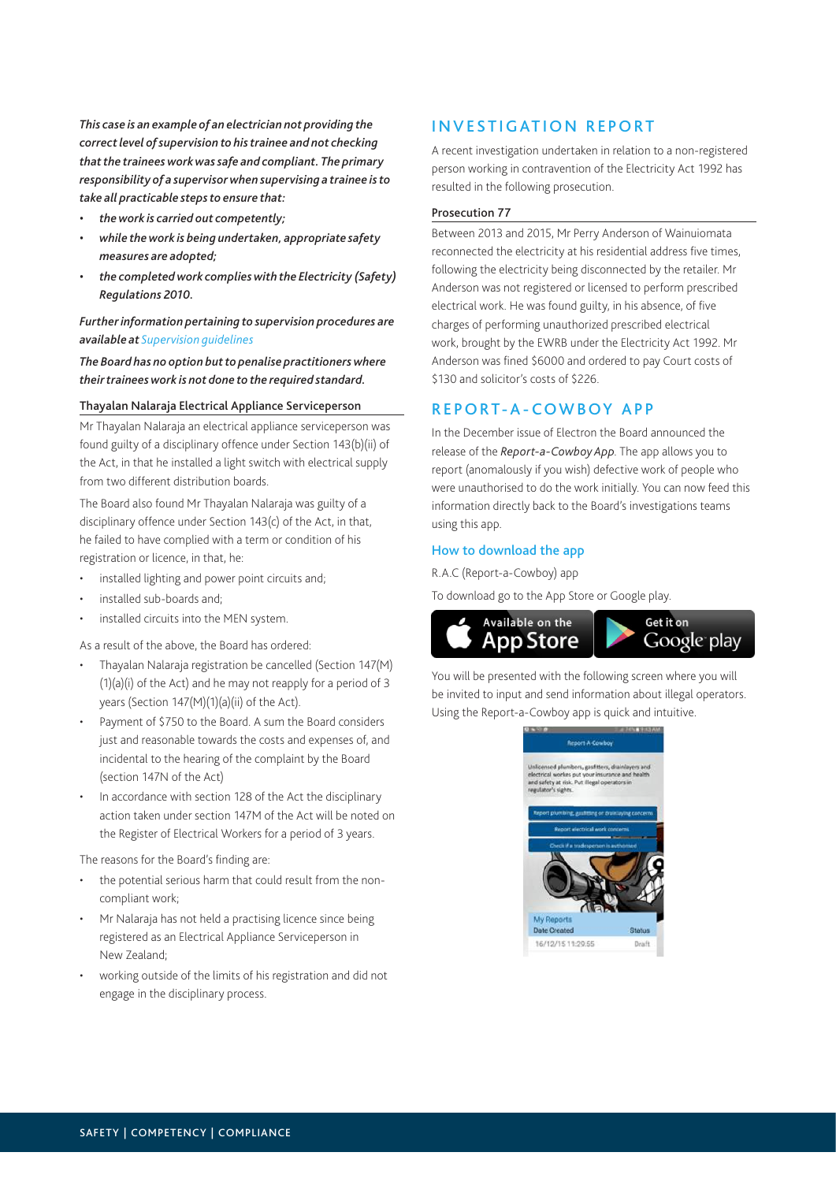*This case is an example of an electrician not providing the correct level of supervision to his trainee and not checking that the trainees work was safe and compliant. The primary responsibility of a supervisor when supervising a trainee is to take all practicable steps to ensure that:*

- *the work is carried out competently;*
- *while the work is being undertaken, appropriate safety measures are adopted;*
- *the completed work complies with the Electricity (Safety) Regulations 2010.*

***Further information pertaining to supervision procedures are available at** Supervision guidelines*

***The Board has no option but to penalise practitioners where their trainees work is not done to the required standard.***

### Thayalan Nalaraja Electrical Appliance Serviceperson

Mr Thayalan Nalaraja an electrical appliance serviceperson was found guilty of a disciplinary offence under Section 143(b)(ii) of the Act, in that he installed a light switch with electrical supply from two different distribution boards.

The Board also found Mr Thayalan Nalaraja was guilty of a disciplinary offence under Section 143(c) of the Act, in that, he failed to have complied with a term or condition of his registration or licence, in that, he:

- installed lighting and power point circuits and;
- installed sub-boards and;
- installed circuits into the MEN system.

As a result of the above, the Board has ordered:

- Thayalan Nalaraja registration be cancelled (Section 147(M)(1)(a)(i) of the Act) and he may not reapply for a period of 3 years (Section 147(M)(1)(a)(ii) of the Act).
- Payment of $750 to the Board. A sum the Board considers just and reasonable towards the costs and expenses of, and incidental to the hearing of the complaint by the Board (section 147N of the Act)
- In accordance with section 128 of the Act the disciplinary action taken under section 147M of the Act will be noted on the Register of Electrical Workers for a period of 3 years.

The reasons for the Board's finding are:

- the potential serious harm that could result from the non-compliant work;
- Mr Nalaraja has not held a practising licence since being registered as an Electrical Appliance Serviceperson in New Zealand;
- working outside of the limits of his registration and did not engage in the disciplinary process.

## INVESTIGATION REPORT

A recent investigation undertaken in relation to a non-registered person working in contravention of the Electricity Act 1992 has resulted in the following prosecution.

### Prosecution 77

Between 2013 and 2015, Mr Perry Anderson of Wainuiomata reconnected the electricity at his residential address five times, following the electricity being disconnected by the retailer. Mr Anderson was not registered or licensed to perform prescribed electrical work. He was found guilty, in his absence, of five charges of performing unauthorized prescribed electrical work, brought by the EWRB under the Electricity Act 1992. Mr Anderson was fined $6000 and ordered to pay Court costs of $130 and solicitor's costs of $226.

## REPORT-A-COWBOY APP

In the December issue of Electron the Board announced the release of the *Report-a-Cowboy App*. The app allows you to report (anomalously if you wish) defective work of people who were unauthorised to do the work initially. You can now feed this information directly back to the Board's investigations teams using this app.

### How to download the app

R.A.C (Report-a-Cowboy) app

To download go to the App Store or Google play.

Available on the App Store | Get it on Google play

You will be presented with the following screen where you will be invited to input and send information about illegal operators. Using the Report-a-Cowboy app is quick and intuitive.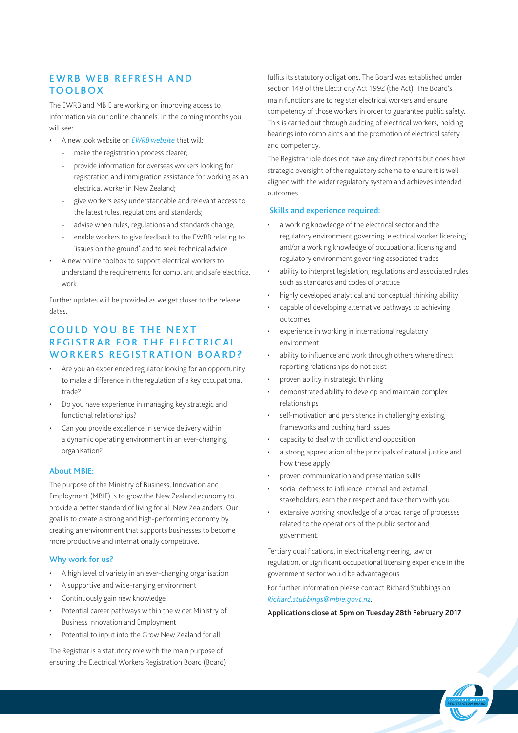## EWRB WEB REFRESH AND TOOLBOX

The EWRB and MBIE are working on improving access to information via our online channels. In the coming months you will see:

- A new look website on *EWRB website* that will:
  - make the registration process clearer;
  - provide information for overseas workers looking for registration and immigration assistance for working as an electrical worker in New Zealand;
  - give workers easy understandable and relevant access to the latest rules, regulations and standards;
  - advise when rules, regulations and standards change;
  - enable workers to give feedback to the EWRB relating to 'issues on the ground' and to seek technical advice.
- A new online toolbox to support electrical workers to understand the requirements for compliant and safe electrical work.

Further updates will be provided as we get closer to the release dates.

## COULD YOU BE THE NEXT REGISTRAR FOR THE ELECTRICAL WORKERS REGISTRATION BOARD?

- Are you an experienced regulator looking for an opportunity to make a difference in the regulation of a key occupational trade?
- Do you have experience in managing key strategic and functional relationships?
- Can you provide excellence in service delivery within a dynamic operating environment in an ever-changing organisation?

### About MBIE:

The purpose of the Ministry of Business, Innovation and Employment (MBIE) is to grow the New Zealand economy to provide a better standard of living for all New Zealanders. Our goal is to create a strong and high-performing economy by creating an environment that supports businesses to become more productive and internationally competitive.

### Why work for us?

- A high level of variety in an ever-changing organisation
- A supportive and wide-ranging environment
- Continuously gain new knowledge
- Potential career pathways within the wider Ministry of Business Innovation and Employment
- Potential to input into the Grow New Zealand for all.

The Registrar is a statutory role with the main purpose of ensuring the Electrical Workers Registration Board (Board) fulfils its statutory obligations. The Board was established under section 148 of the Electricity Act 1992 (the Act). The Board's main functions are to register electrical workers and ensure competency of those workers in order to guarantee public safety. This is carried out through auditing of electrical workers, holding hearings into complaints and the promotion of electrical safety and competency.

The Registrar role does not have any direct reports but does have strategic oversight of the regulatory scheme to ensure it is well aligned with the wider regulatory system and achieves intended outcomes.

### Skills and experience required:

- a working knowledge of the electrical sector and the regulatory environment governing 'electrical worker licensing' and/or a working knowledge of occupational licensing and regulatory environment governing associated trades
- ability to interpret legislation, regulations and associated rules such as standards and codes of practice
- highly developed analytical and conceptual thinking ability
- capable of developing alternative pathways to achieving outcomes
- experience in working in international regulatory environment
- ability to influence and work through others where direct reporting relationships do not exist
- proven ability in strategic thinking
- demonstrated ability to develop and maintain complex relationships
- self-motivation and persistence in challenging existing frameworks and pushing hard issues
- capacity to deal with conflict and opposition
- a strong appreciation of the principals of natural justice and how these apply
- proven communication and presentation skills
- social deftness to influence internal and external stakeholders, earn their respect and take them with you
- extensive working knowledge of a broad range of processes related to the operations of the public sector and government.

Tertiary qualifications, in electrical engineering, law or regulation, or significant occupational licensing experience in the government sector would be advantageous.

For further information please contact Richard Stubbings on *Richard.stubbings@mbie.govt.nz*.

**Applications close at 5pm on Tuesday 28th February 2017**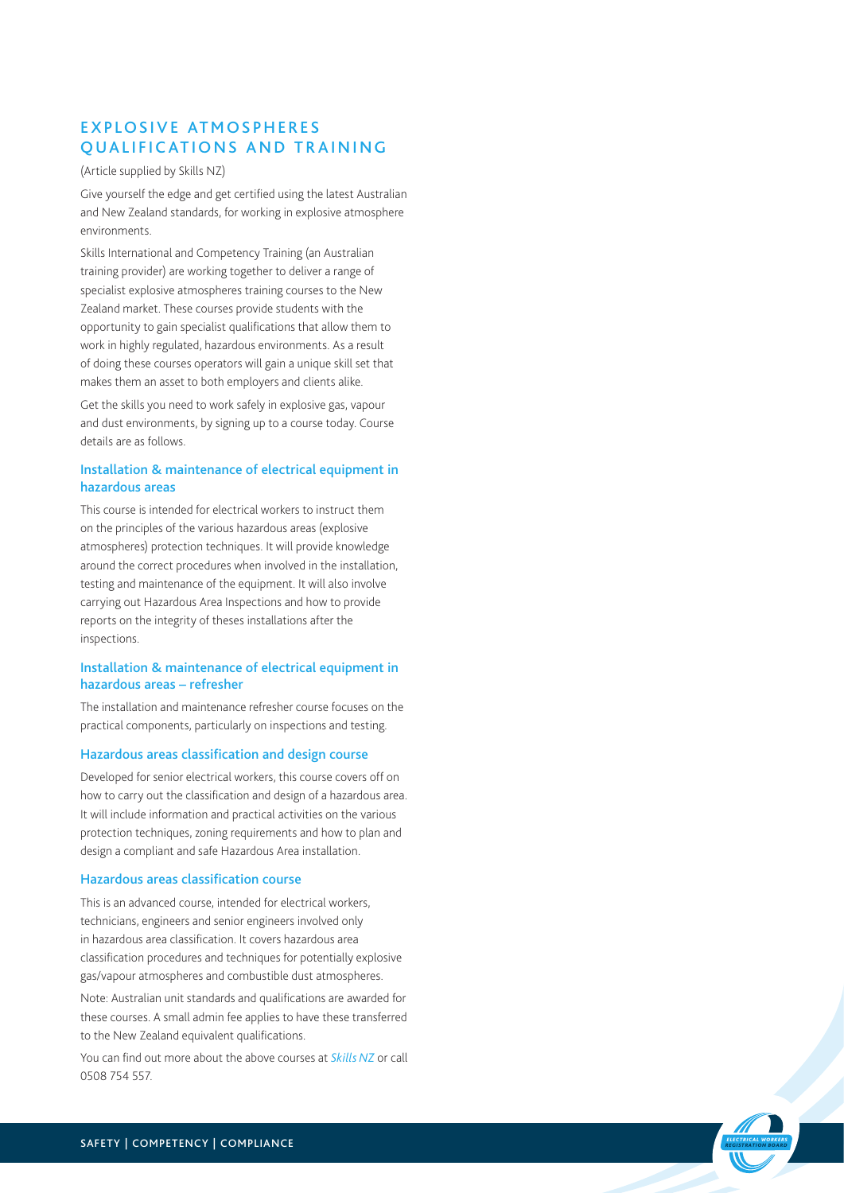# EXPLOSIVE ATMOSPHERES QUALIFICATIONS AND TRAINING

(Article supplied by Skills NZ)

Give yourself the edge and get certified using the latest Australian and New Zealand standards, for working in explosive atmosphere environments.

Skills International and Competency Training (an Australian training provider) are working together to deliver a range of specialist explosive atmospheres training courses to the New Zealand market. These courses provide students with the opportunity to gain specialist qualifications that allow them to work in highly regulated, hazardous environments. As a result of doing these courses operators will gain a unique skill set that makes them an asset to both employers and clients alike.

Get the skills you need to work safely in explosive gas, vapour and dust environments, by signing up to a course today. Course details are as follows.

## Installation & maintenance of electrical equipment in hazardous areas

This course is intended for electrical workers to instruct them on the principles of the various hazardous areas (explosive atmospheres) protection techniques. It will provide knowledge around the correct procedures when involved in the installation, testing and maintenance of the equipment. It will also involve carrying out Hazardous Area Inspections and how to provide reports on the integrity of theses installations after the inspections.

## Installation & maintenance of electrical equipment in hazardous areas – refresher

The installation and maintenance refresher course focuses on the practical components, particularly on inspections and testing.

## Hazardous areas classification and design course

Developed for senior electrical workers, this course covers off on how to carry out the classification and design of a hazardous area. It will include information and practical activities on the various protection techniques, zoning requirements and how to plan and design a compliant and safe Hazardous Area installation.

## Hazardous areas classification course

This is an advanced course, intended for electrical workers, technicians, engineers and senior engineers involved only in hazardous area classification. It covers hazardous area classification procedures and techniques for potentially explosive gas/vapour atmospheres and combustible dust atmospheres.

Note: Australian unit standards and qualifications are awarded for these courses. A small admin fee applies to have these transferred to the New Zealand equivalent qualifications.

You can find out more about the above courses at *Skills NZ* or call 0508 754 557.